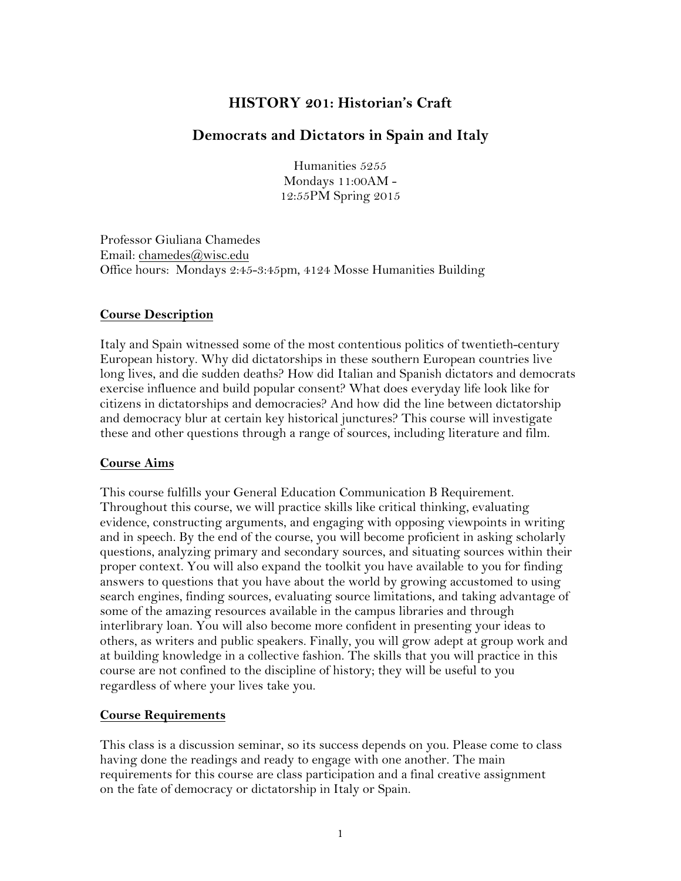# HISTORY 201: Historian's Craft

## Democrats and Dictators in Spain and Italy

Humanities 5255
Mondays 11:00AM - 12:55PM Spring 2015

Professor Giuliana Chamedes
Email: chamedes@wisc.edu
Office hours: Mondays 2:45-3:45pm, 4124 Mosse Humanities Building

### Course Description

Italy and Spain witnessed some of the most contentious politics of twentieth-century European history. Why did dictatorships in these southern European countries live long lives, and die sudden deaths? How did Italian and Spanish dictators and democrats exercise influence and build popular consent? What does everyday life look like for citizens in dictatorships and democracies? And how did the line between dictatorship and democracy blur at certain key historical junctures? This course will investigate these and other questions through a range of sources, including literature and film.

### Course Aims

This course fulfills your General Education Communication B Requirement. Throughout this course, we will practice skills like critical thinking, evaluating evidence, constructing arguments, and engaging with opposing viewpoints in writing and in speech. By the end of the course, you will become proficient in asking scholarly questions, analyzing primary and secondary sources, and situating sources within their proper context. You will also expand the toolkit you have available to you for finding answers to questions that you have about the world by growing accustomed to using search engines, finding sources, evaluating source limitations, and taking advantage of some of the amazing resources available in the campus libraries and through interlibrary loan. You will also become more confident in presenting your ideas to others, as writers and public speakers. Finally, you will grow adept at group work and at building knowledge in a collective fashion. The skills that you will practice in this course are not confined to the discipline of history; they will be useful to you regardless of where your lives take you.

### Course Requirements

This class is a discussion seminar, so its success depends on you. Please come to class having done the readings and ready to engage with one another. The main requirements for this course are class participation and a final creative assignment on the fate of democracy or dictatorship in Italy or Spain.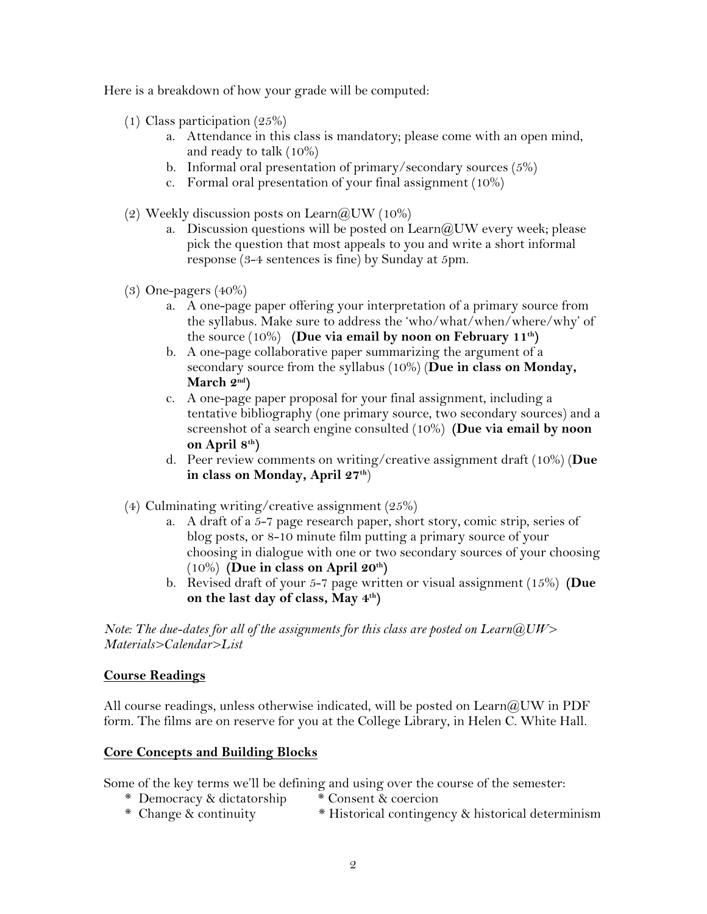Here is a breakdown of how your grade will be computed:

(1) Class participation (25%)
   a. Attendance in this class is mandatory; please come with an open mind, and ready to talk (10%)
   b. Informal oral presentation of primary/secondary sources (5%)
   c. Formal oral presentation of your final assignment (10%)

(2) Weekly discussion posts on Learn@UW (10%)
   a. Discussion questions will be posted on Learn@UW every week; please pick the question that most appeals to you and write a short informal response (3-4 sentences is fine) by Sunday at 5pm.

(3) One-pagers (40%)
   a. A one-page paper offering your interpretation of a primary source from the syllabus. Make sure to address the 'who/what/when/where/why' of the source (10%) **(Due via email by noon on February 11th)**
   b. A one-page collaborative paper summarizing the argument of a secondary source from the syllabus (10%) (**Due in class on Monday, March 2nd**)
   c. A one-page paper proposal for your final assignment, including a tentative bibliography (one primary source, two secondary sources) and a screenshot of a search engine consulted (10%) **(Due via email by noon on April 8th)**
   d. Peer review comments on writing/creative assignment draft (10%) (**Due in class on Monday, April 27th**)

(4) Culminating writing/creative assignment (25%)
   a. A draft of a 5-7 page research paper, short story, comic strip, series of blog posts, or 8-10 minute film putting a primary source of your choosing in dialogue with one or two secondary sources of your choosing (10%) **(Due in class on April 20th)**
   b. Revised draft of your 5-7 page written or visual assignment (15%) **(Due on the last day of class, May 4th)**

*Note: The due-dates for all of the assignments for this class are posted on Learn@UW> Materials>Calendar>List*

## Course Readings

All course readings, unless otherwise indicated, will be posted on Learn@UW in PDF form. The films are on reserve for you at the College Library, in Helen C. White Hall.

## Core Concepts and Building Blocks

Some of the key terms we'll be defining and using over the course of the semester:

* Democracy & dictatorship
* Consent & coercion
* Change & continuity
* Historical contingency & historical determinism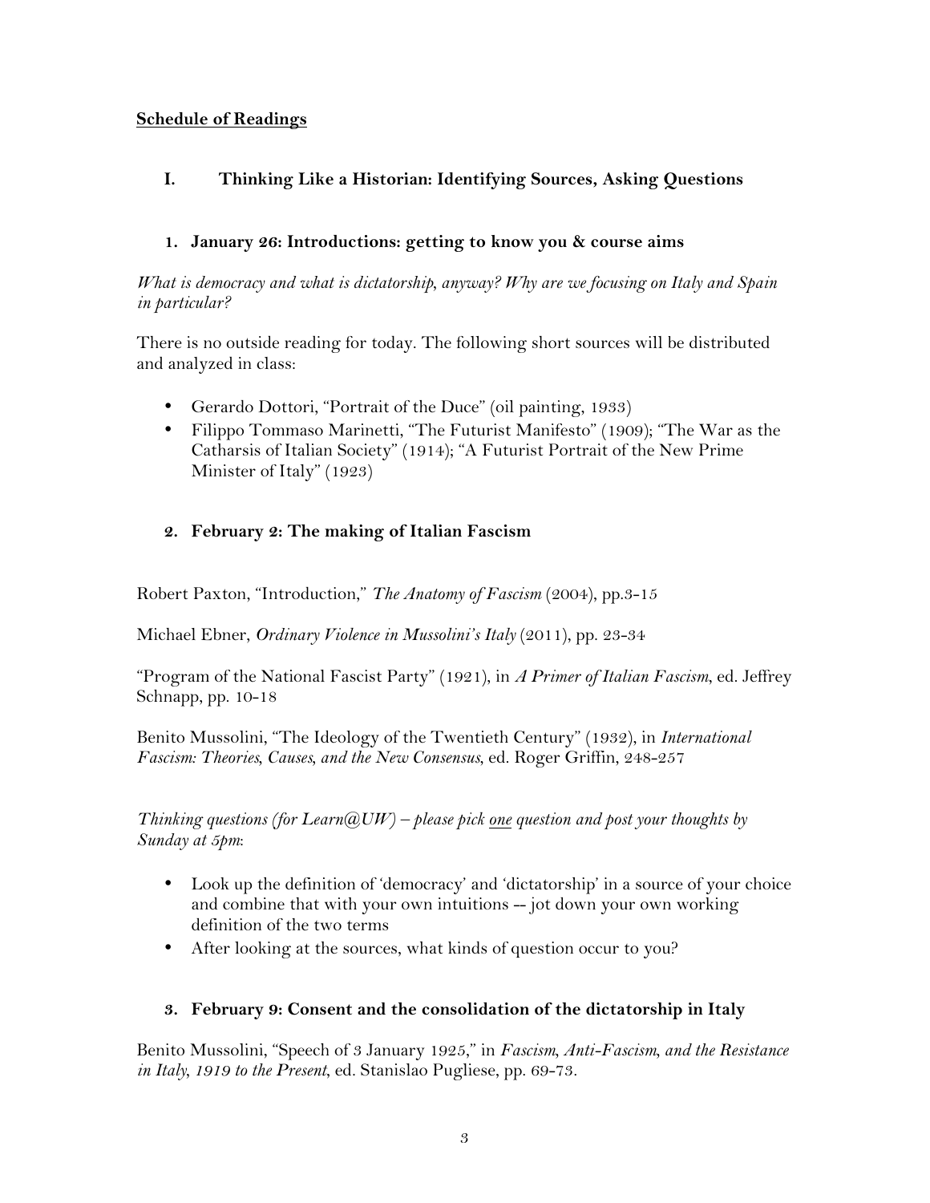**Schedule of Readings**

## I. Thinking Like a Historian: Identifying Sources, Asking Questions

### 1. January 26: Introductions: getting to know you & course aims

*What is democracy and what is dictatorship, anyway? Why are we focusing on Italy and Spain in particular?*

There is no outside reading for today. The following short sources will be distributed and analyzed in class:

- Gerardo Dottori, "Portrait of the Duce" (oil painting, 1933)
- Filippo Tommaso Marinetti, "The Futurist Manifesto" (1909); "The War as the Catharsis of Italian Society" (1914); "A Futurist Portrait of the New Prime Minister of Italy" (1923)

### 2. February 2: The making of Italian Fascism

Robert Paxton, "Introduction," *The Anatomy of Fascism* (2004), pp.3-15

Michael Ebner, *Ordinary Violence in Mussolini's Italy* (2011), pp. 23-34

"Program of the National Fascist Party" (1921), in *A Primer of Italian Fascism*, ed. Jeffrey Schnapp, pp. 10-18

Benito Mussolini, "The Ideology of the Twentieth Century" (1932), in *International Fascism: Theories, Causes, and the New Consensus*, ed. Roger Griffin, 248-257

*Thinking questions (for Learn@UW) – please pick one question and post your thoughts by Sunday at 5pm*:

- Look up the definition of 'democracy' and 'dictatorship' in a source of your choice and combine that with your own intuitions -- jot down your own working definition of the two terms
- After looking at the sources, what kinds of question occur to you?

### 3. February 9: Consent and the consolidation of the dictatorship in Italy

Benito Mussolini, "Speech of 3 January 1925," in *Fascism, Anti-Fascism, and the Resistance in Italy, 1919 to the Present*, ed. Stanislao Pugliese, pp. 69-73.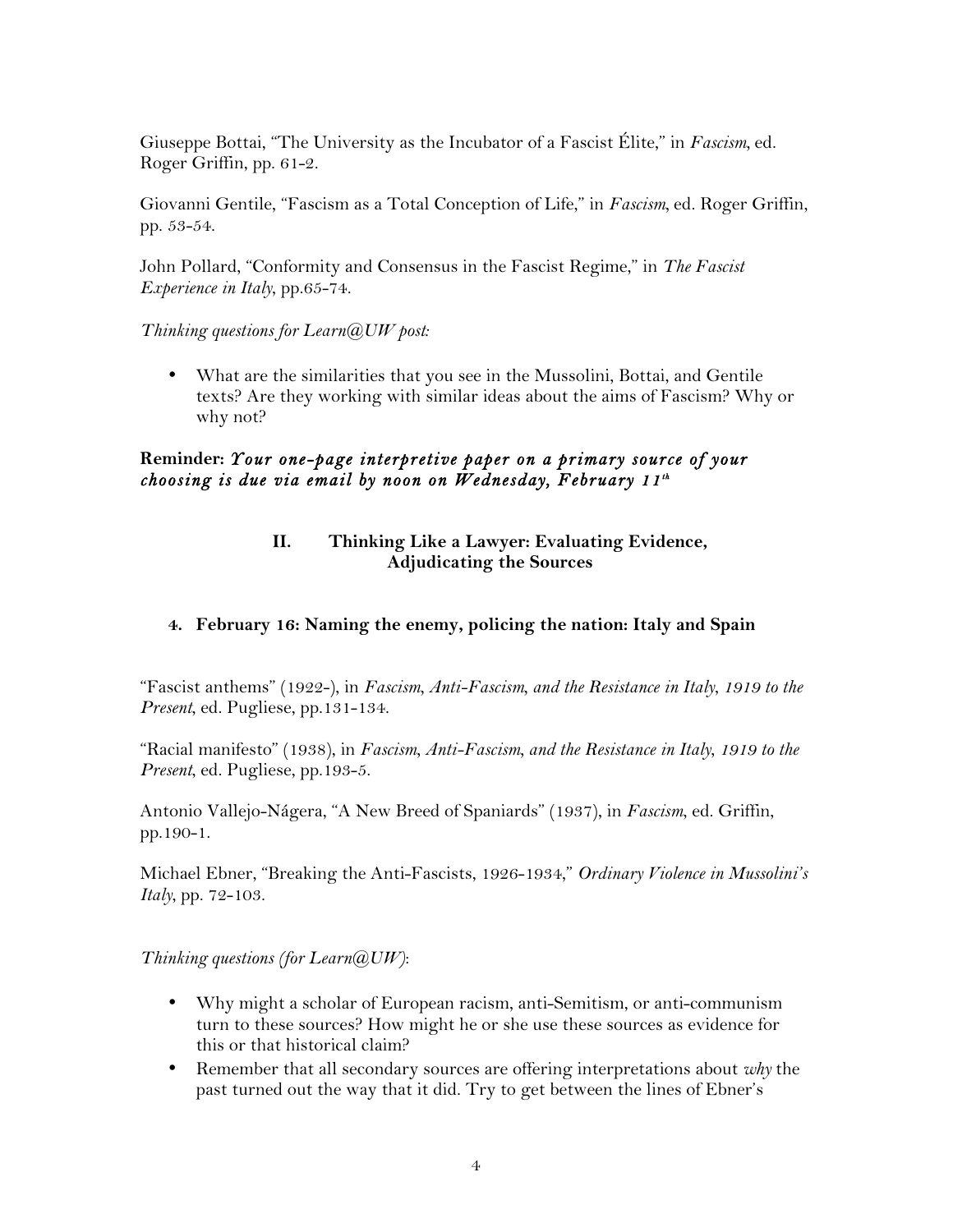Giuseppe Bottai, "The University as the Incubator of a Fascist Élite," in *Fascism*, ed. Roger Griffin, pp. 61-2.

Giovanni Gentile, "Fascism as a Total Conception of Life," in *Fascism*, ed. Roger Griffin, pp. 53-54.

John Pollard, "Conformity and Consensus in the Fascist Regime," in *The Fascist Experience in Italy*, pp.65-74.

*Thinking questions for Learn@UW post:*

- What are the similarities that you see in the Mussolini, Bottai, and Gentile texts? Are they working with similar ideas about the aims of Fascism? Why or why not?

**Reminder:** ***Your one-page interpretive paper on a primary source of your choosing is due via email by noon on Wednesday, February 11th***

## II. Thinking Like a Lawyer: Evaluating Evidence, Adjudicating the Sources

### 4. February 16: Naming the enemy, policing the nation: Italy and Spain

"Fascist anthems" (1922-), in *Fascism, Anti-Fascism, and the Resistance in Italy, 1919 to the Present*, ed. Pugliese, pp.131-134.

"Racial manifesto" (1938), in *Fascism, Anti-Fascism, and the Resistance in Italy, 1919 to the Present*, ed. Pugliese, pp.193-5.

Antonio Vallejo-Nágera, "A New Breed of Spaniards" (1937), in *Fascism*, ed. Griffin, pp.190-1.

Michael Ebner, "Breaking the Anti-Fascists, 1926-1934," *Ordinary Violence in Mussolini's Italy*, pp. 72-103.

*Thinking questions (for Learn@UW)*:

- Why might a scholar of European racism, anti-Semitism, or anti-communism turn to these sources? How might he or she use these sources as evidence for this or that historical claim?
- Remember that all secondary sources are offering interpretations about *why* the past turned out the way that it did. Try to get between the lines of Ebner's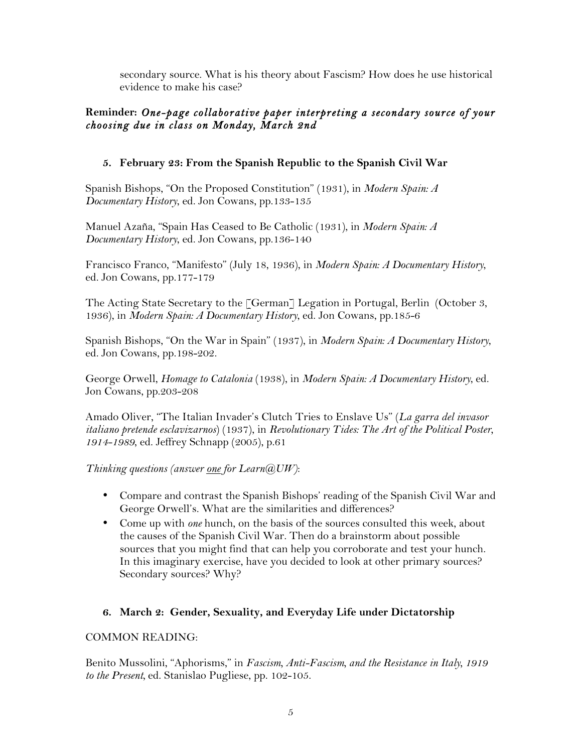secondary source. What is his theory about Fascism? How does he use historical evidence to make his case?

**Reminder:** ***One-page collaborative paper interpreting a secondary source of your choosing due in class on Monday, March 2nd***

### 5. February 23: From the Spanish Republic to the Spanish Civil War

Spanish Bishops, "On the Proposed Constitution" (1931), in *Modern Spain: A Documentary History*, ed. Jon Cowans, pp.133-135

Manuel Azaña, "Spain Has Ceased to Be Catholic (1931), in *Modern Spain: A Documentary History*, ed. Jon Cowans, pp.136-140

Francisco Franco, "Manifesto" (July 18, 1936), in *Modern Spain: A Documentary History*, ed. Jon Cowans, pp.177-179

The Acting State Secretary to the [German] Legation in Portugal, Berlin (October 3, 1936), in *Modern Spain: A Documentary History*, ed. Jon Cowans, pp.185-6

Spanish Bishops, "On the War in Spain" (1937), in *Modern Spain: A Documentary History*, ed. Jon Cowans, pp.198-202.

George Orwell, *Homage to Catalonia* (1938), in *Modern Spain: A Documentary History*, ed. Jon Cowans, pp.203-208

Amado Oliver, "The Italian Invader's Clutch Tries to Enslave Us" (*La garra del invasor italiano pretende esclavizarnos*) (1937), in *Revolutionary Tides: The Art of the Political Poster, 1914-1989*, ed. Jeffrey Schnapp (2005), p.61

*Thinking questions (answer one for Learn@UW)*:

- Compare and contrast the Spanish Bishops' reading of the Spanish Civil War and George Orwell's. What are the similarities and differences?
- Come up with *one* hunch, on the basis of the sources consulted this week, about the causes of the Spanish Civil War. Then do a brainstorm about possible sources that you might find that can help you corroborate and test your hunch. In this imaginary exercise, have you decided to look at other primary sources? Secondary sources? Why?

### 6. March 2: Gender, Sexuality, and Everyday Life under Dictatorship

COMMON READING:

Benito Mussolini, "Aphorisms," in *Fascism, Anti-Fascism, and the Resistance in Italy, 1919 to the Present*, ed. Stanislao Pugliese, pp. 102-105.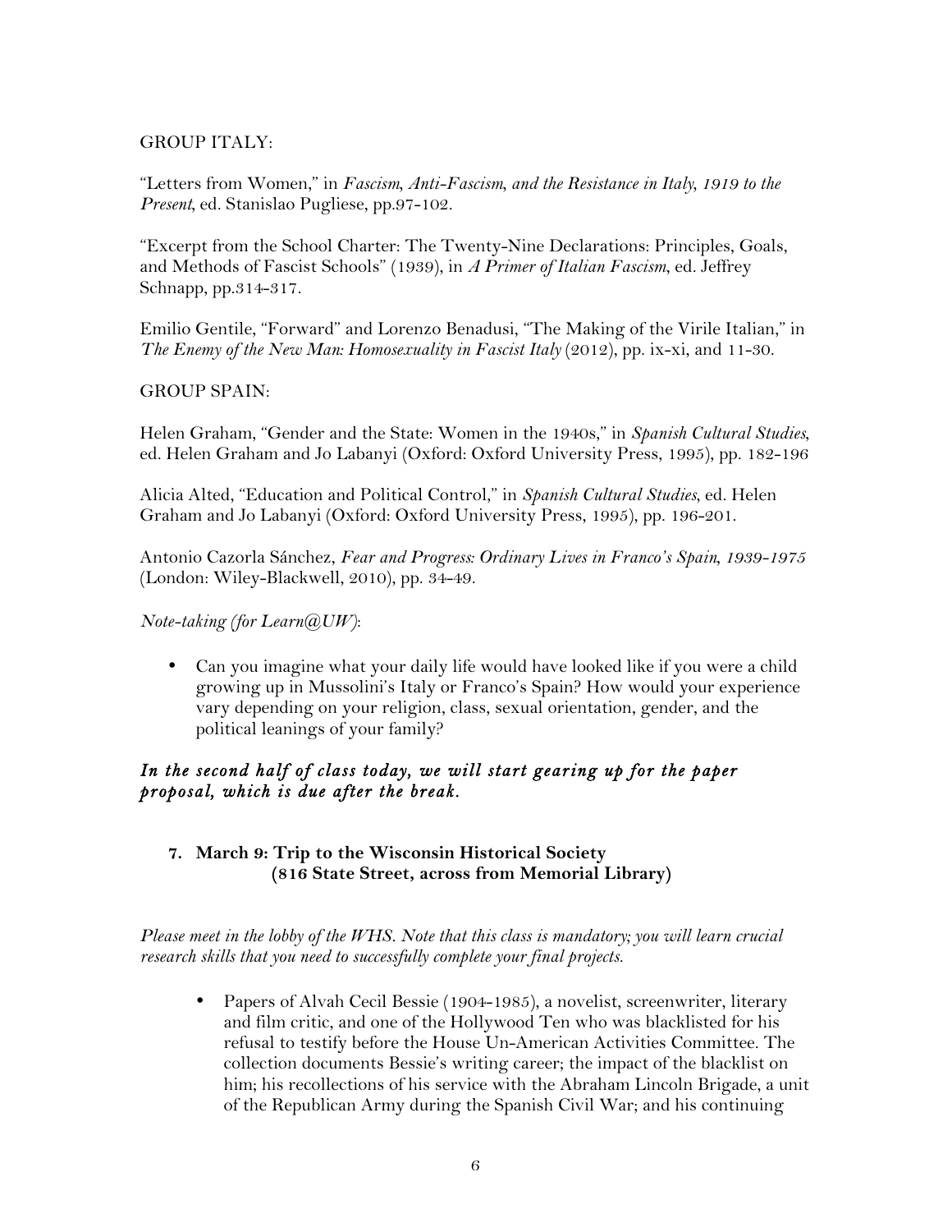GROUP ITALY:

"Letters from Women," in *Fascism, Anti-Fascism, and the Resistance in Italy, 1919 to the Present*, ed. Stanislao Pugliese, pp.97-102.

"Excerpt from the School Charter: The Twenty-Nine Declarations: Principles, Goals, and Methods of Fascist Schools" (1939), in *A Primer of Italian Fascism*, ed. Jeffrey Schnapp, pp.314-317.

Emilio Gentile, "Forward" and Lorenzo Benadusi, "The Making of the Virile Italian," in *The Enemy of the New Man: Homosexuality in Fascist Italy* (2012), pp. ix-xi, and 11-30.

GROUP SPAIN:

Helen Graham, "Gender and the State: Women in the 1940s," in *Spanish Cultural Studies*, ed. Helen Graham and Jo Labanyi (Oxford: Oxford University Press, 1995), pp. 182-196

Alicia Alted, "Education and Political Control," in *Spanish Cultural Studies*, ed. Helen Graham and Jo Labanyi (Oxford: Oxford University Press, 1995), pp. 196-201.

Antonio Cazorla Sánchez, *Fear and Progress: Ordinary Lives in Franco's Spain, 1939-1975* (London: Wiley-Blackwell, 2010), pp. 34-49.

*Note-taking (for Learn@UW)*:

- Can you imagine what your daily life would have looked like if you were a child growing up in Mussolini's Italy or Franco's Spain? How would your experience vary depending on your religion, class, sexual orientation, gender, and the political leanings of your family?

***In the second half of class today, we will start gearing up for the paper proposal, which is due after the break.***

**7. March 9: Trip to the Wisconsin Historical Society (816 State Street, across from Memorial Library)**

*Please meet in the lobby of the WHS. Note that this class is mandatory; you will learn crucial research skills that you need to successfully complete your final projects.*

- Papers of Alvah Cecil Bessie (1904-1985), a novelist, screenwriter, literary and film critic, and one of the Hollywood Ten who was blacklisted for his refusal to testify before the House Un-American Activities Committee. The collection documents Bessie's writing career; the impact of the blacklist on him; his recollections of his service with the Abraham Lincoln Brigade, a unit of the Republican Army during the Spanish Civil War; and his continuing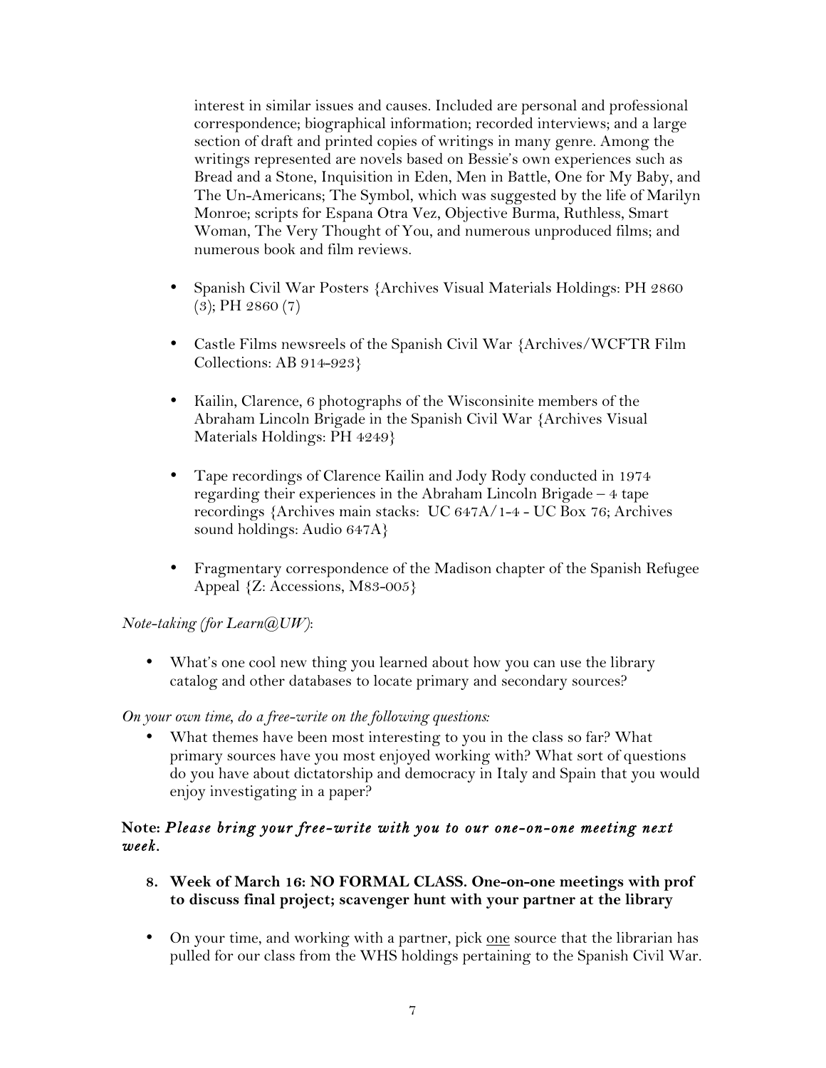interest in similar issues and causes. Included are personal and professional correspondence; biographical information; recorded interviews; and a large section of draft and printed copies of writings in many genre. Among the writings represented are novels based on Bessie's own experiences such as Bread and a Stone, Inquisition in Eden, Men in Battle, One for My Baby, and The Un-Americans; The Symbol, which was suggested by the life of Marilyn Monroe; scripts for Espana Otra Vez, Objective Burma, Ruthless, Smart Woman, The Very Thought of You, and numerous unproduced films; and numerous book and film reviews.

- Spanish Civil War Posters {Archives Visual Materials Holdings: PH 2860 (3); PH 2860 (7)
- Castle Films newsreels of the Spanish Civil War {Archives/WCFTR Film Collections: AB 914-923}
- Kailin, Clarence, 6 photographs of the Wisconsinite members of the Abraham Lincoln Brigade in the Spanish Civil War {Archives Visual Materials Holdings: PH 4249}
- Tape recordings of Clarence Kailin and Jody Rody conducted in 1974 regarding their experiences in the Abraham Lincoln Brigade – 4 tape recordings {Archives main stacks: UC 647A/1-4 - UC Box 76; Archives sound holdings: Audio 647A}
- Fragmentary correspondence of the Madison chapter of the Spanish Refugee Appeal {Z: Accessions, M83-005}

*Note-taking (for Learn@UW)*:

- What's one cool new thing you learned about how you can use the library catalog and other databases to locate primary and secondary sources?

*On your own time, do a free-write on the following questions:*

- What themes have been most interesting to you in the class so far? What primary sources have you most enjoyed working with? What sort of questions do you have about dictatorship and democracy in Italy and Spain that you would enjoy investigating in a paper?

**Note:** ***Please bring your free-write with you to our one-on-one meeting next week.***

8. **Week of March 16: NO FORMAL CLASS. One-on-one meetings with prof to discuss final project; scavenger hunt with your partner at the library**

- On your time, and working with a partner, pick <u>one</u> source that the librarian has pulled for our class from the WHS holdings pertaining to the Spanish Civil War.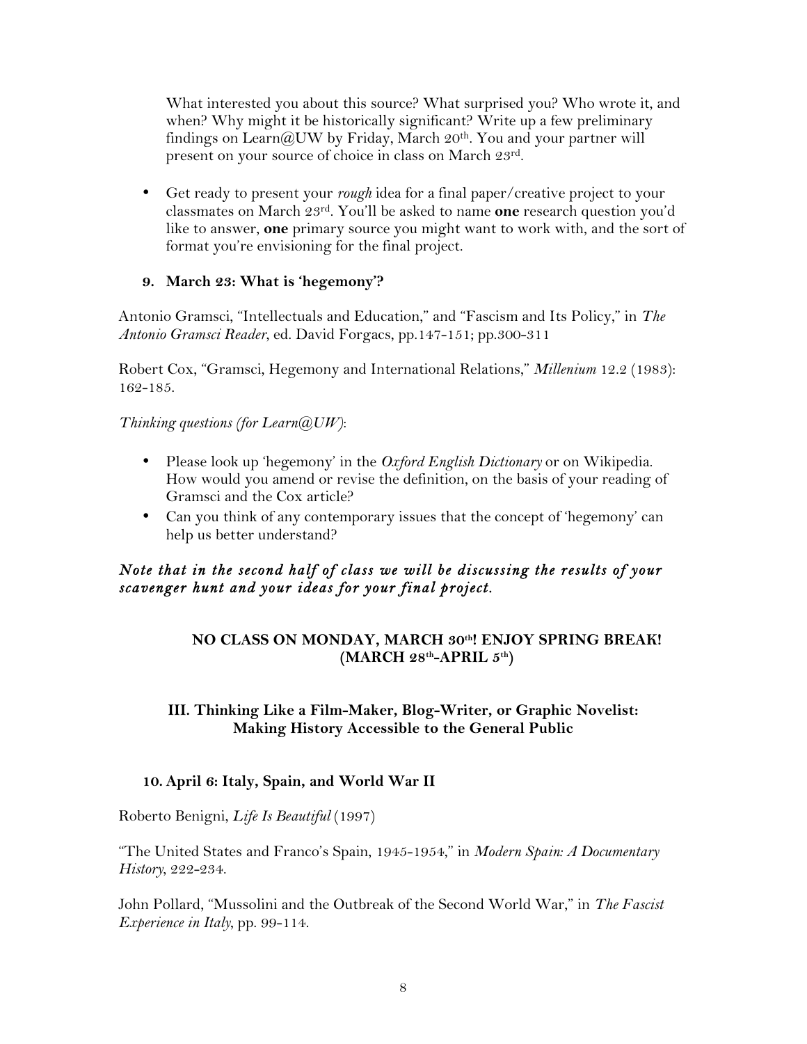What interested you about this source? What surprised you? Who wrote it, and when? Why might it be historically significant? Write up a few preliminary findings on Learn@UW by Friday, March 20th. You and your partner will present on your source of choice in class on March 23rd.

- Get ready to present your *rough* idea for a final paper/creative project to your classmates on March 23rd. You'll be asked to name **one** research question you'd like to answer, **one** primary source you might want to work with, and the sort of format you're envisioning for the final project.

### 9. March 23: What is 'hegemony'?

Antonio Gramsci, "Intellectuals and Education," and "Fascism and Its Policy," in *The Antonio Gramsci Reader*, ed. David Forgacs, pp.147-151; pp.300-311

Robert Cox, "Gramsci, Hegemony and International Relations," *Millenium* 12.2 (1983): 162-185.

*Thinking questions (for Learn@UW)*:

- Please look up 'hegemony' in the *Oxford English Dictionary* or on Wikipedia. How would you amend or revise the definition, on the basis of your reading of Gramsci and the Cox article?
- Can you think of any contemporary issues that the concept of 'hegemony' can help us better understand?

***Note that in the second half of class we will be discussing the results of your scavenger hunt and your ideas for your final project.***

**NO CLASS ON MONDAY, MARCH 30th! ENJOY SPRING BREAK! (MARCH 28th-APRIL 5th)**

## III. Thinking Like a Film-Maker, Blog-Writer, or Graphic Novelist: Making History Accessible to the General Public

### 10. April 6: Italy, Spain, and World War II

Roberto Benigni, *Life Is Beautiful* (1997)

"The United States and Franco's Spain, 1945-1954," in *Modern Spain: A Documentary History*, 222-234.

John Pollard, "Mussolini and the Outbreak of the Second World War," in *The Fascist Experience in Italy*, pp. 99-114.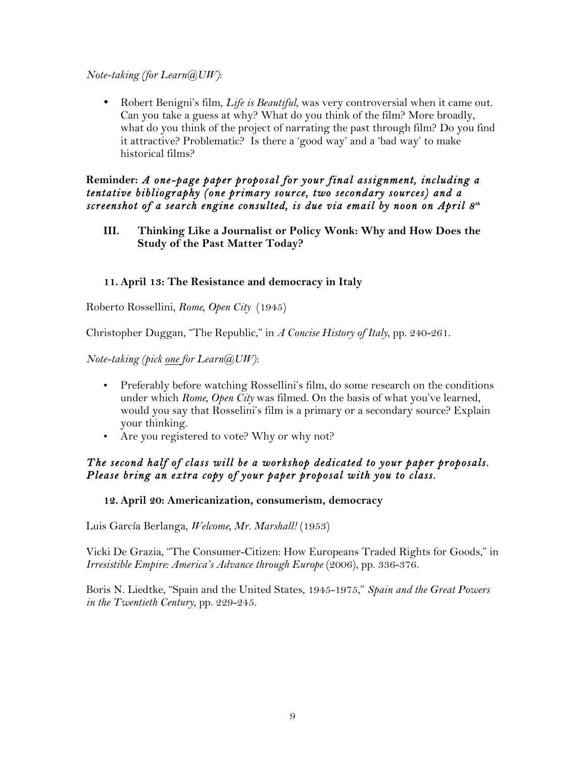*Note-taking (for Learn@UW)*:

- Robert Benigni's film, *Life is Beautiful*, was very controversial when it came out. Can you take a guess at why? What do you think of the film? More broadly, what do you think of the project of narrating the past through film? Do you find it attractive? Problematic? Is there a 'good way' and a 'bad way' to make historical films?

**Reminder:** ***A one-page paper proposal for your final assignment, including a tentative bibliography (one primary source, two secondary sources) and a screenshot of a search engine consulted, is due via email by noon on April 8th***

## III. Thinking Like a Journalist or Policy Wonk: Why and How Does the Study of the Past Matter Today?

### 11. April 13: The Resistance and democracy in Italy

Roberto Rossellini, *Rome, Open City* (1945)

Christopher Duggan, "The Republic," in *A Concise History of Italy*, pp. 240-261.

*Note-taking (pick one for Learn@UW)*:

- Preferably before watching Rossellini's film, do some research on the conditions under which *Rome, Open City* was filmed. On the basis of what you've learned, would you say that Rosselini's film is a primary or a secondary source? Explain your thinking.
- Are you registered to vote? Why or why not?

***The second half of class will be a workshop dedicated to your paper proposals. Please bring an extra copy of your paper proposal with you to class.***

### 12. April 20: Americanization, consumerism, democracy

Luis García Berlanga, *Welcome, Mr. Marshall!* (1953)

Vicki De Grazia, "The Consumer-Citizen: How Europeans Traded Rights for Goods," in *Irresistible Empire: America's Advance through Europe* (2006), pp. 336-376.

Boris N. Liedtke, "Spain and the United States, 1945-1975," *Spain and the Great Powers in the Twentieth Century*, pp. 229-245.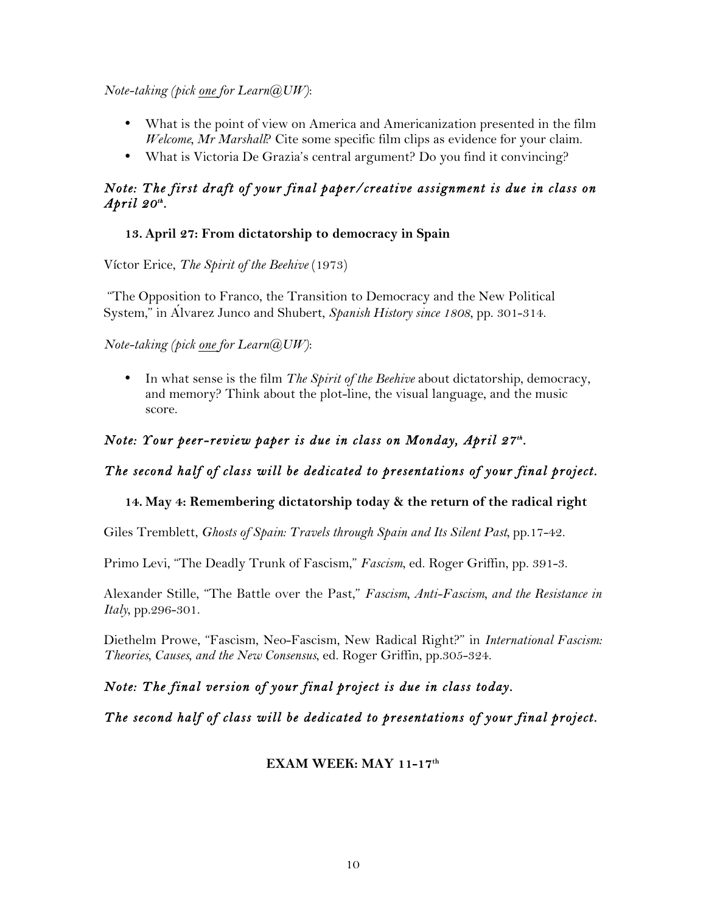*Note-taking (pick one for Learn@UW)*:

- What is the point of view on America and Americanization presented in the film *Welcome, Mr Marshall*? Cite some specific film clips as evidence for your claim.
- What is Victoria De Grazia's central argument? Do you find it convincing?

***Note: The first draft of your final paper/creative assignment is due in class on April 20th.***

### 13. April 27: From dictatorship to democracy in Spain

Víctor Erice, *The Spirit of the Beehive* (1973)

"The Opposition to Franco, the Transition to Democracy and the New Political System," in Álvarez Junco and Shubert, *Spanish History since 1808*, pp. 301-314.

*Note-taking (pick one for Learn@UW)*:

- In what sense is the film *The Spirit of the Beehive* about dictatorship, democracy, and memory? Think about the plot-line, the visual language, and the music score.

***Note: Your peer-review paper is due in class on Monday, April 27th.***

***The second half of class will be dedicated to presentations of your final project.***

### 14. May 4: Remembering dictatorship today & the return of the radical right

Giles Tremblett, *Ghosts of Spain: Travels through Spain and Its Silent Past*, pp.17-42.

Primo Levi, "The Deadly Trunk of Fascism," *Fascism*, ed. Roger Griffin, pp. 391-3.

Alexander Stille, "The Battle over the Past," *Fascism, Anti-Fascism, and the Resistance in Italy*, pp.296-301.

Diethelm Prowe, "Fascism, Neo-Fascism, New Radical Right?" in *International Fascism: Theories, Causes, and the New Consensus*, ed. Roger Griffin, pp.305-324.

***Note: The final version of your final project is due in class today.***

***The second half of class will be dedicated to presentations of your final project.***

**EXAM WEEK: MAY 11-17th**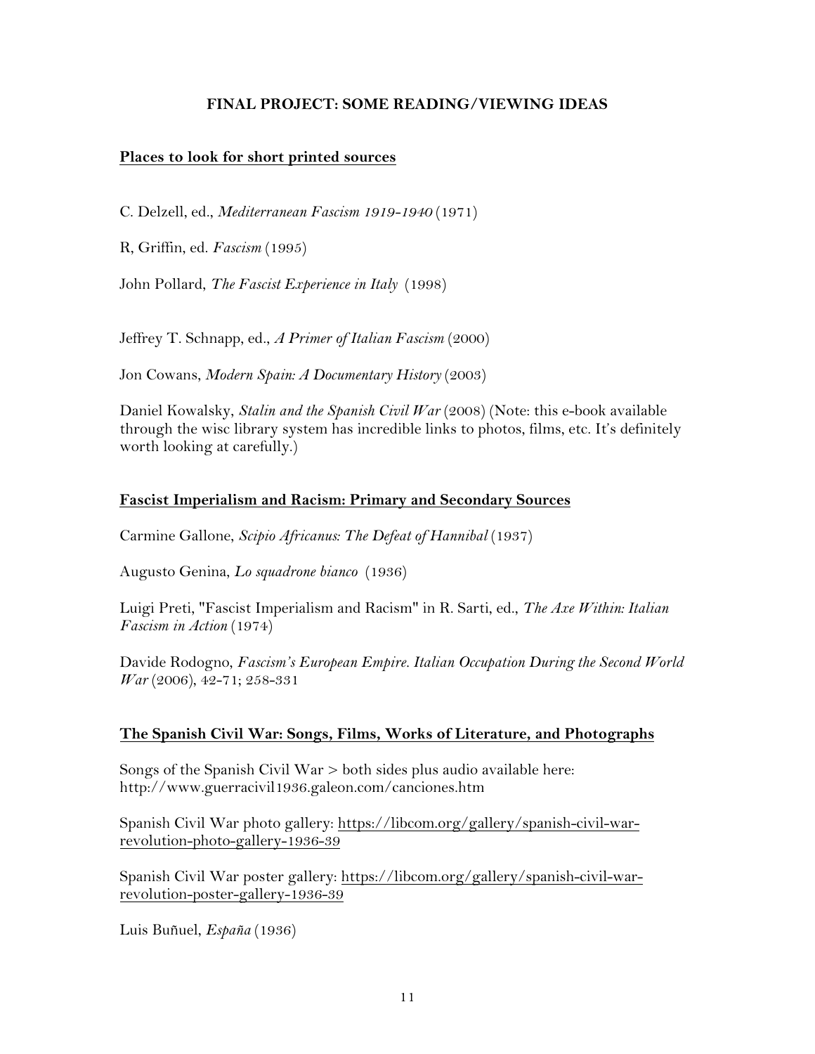## FINAL PROJECT: SOME READING/VIEWING IDEAS

### Places to look for short printed sources

C. Delzell, ed., *Mediterranean Fascism 1919-1940* (1971)

R, Griffin, ed. *Fascism* (1995)

John Pollard, *The Fascist Experience in Italy* (1998)

Jeffrey T. Schnapp, ed., *A Primer of Italian Fascism* (2000)

Jon Cowans, *Modern Spain: A Documentary History* (2003)

Daniel Kowalsky, *Stalin and the Spanish Civil War* (2008) (Note: this e-book available through the wisc library system has incredible links to photos, films, etc. It's definitely worth looking at carefully.)

### Fascist Imperialism and Racism: Primary and Secondary Sources

Carmine Gallone, *Scipio Africanus: The Defeat of Hannibal* (1937)

Augusto Genina, *Lo squadrone bianco* (1936)

Luigi Preti, "Fascist Imperialism and Racism" in R. Sarti, ed., *The Axe Within: Italian Fascism in Action* (1974)

Davide Rodogno, *Fascism's European Empire. Italian Occupation During the Second World War* (2006), 42-71; 258-331

### The Spanish Civil War: Songs, Films, Works of Literature, and Photographs

Songs of the Spanish Civil War > both sides plus audio available here: http://www.guerracivil1936.galeon.com/canciones.htm

Spanish Civil War photo gallery: https://libcom.org/gallery/spanish-civil-war-revolution-photo-gallery-1936-39

Spanish Civil War poster gallery: https://libcom.org/gallery/spanish-civil-war-revolution-poster-gallery-1936-39

Luis Buñuel, *España* (1936)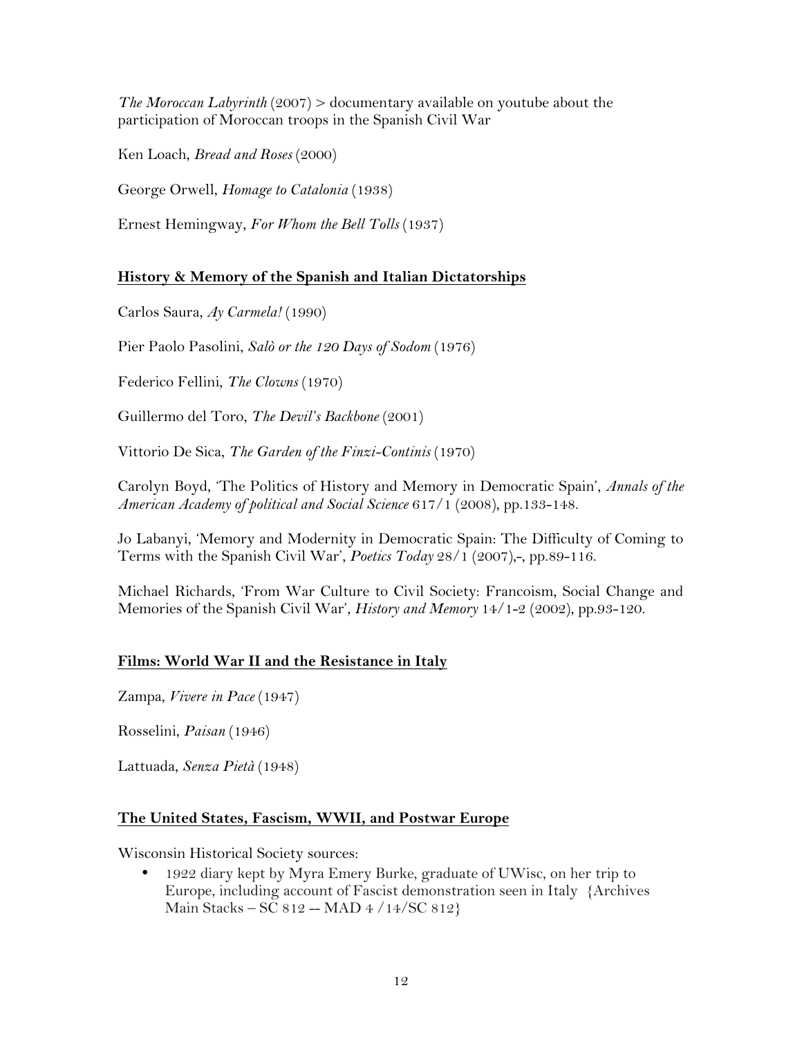*The Moroccan Labyrinth* (2007) > documentary available on youtube about the participation of Moroccan troops in the Spanish Civil War

Ken Loach, *Bread and Roses* (2000)

George Orwell, *Homage to Catalonia* (1938)

Ernest Hemingway, *For Whom the Bell Tolls* (1937)

## History & Memory of the Spanish and Italian Dictatorships

Carlos Saura, *Ay Carmela!* (1990)

Pier Paolo Pasolini, *Salò or the 120 Days of Sodom* (1976)

Federico Fellini, *The Clowns* (1970)

Guillermo del Toro, *The Devil's Backbone* (2001)

Vittorio De Sica, *The Garden of the Finzi-Continis* (1970)

Carolyn Boyd, 'The Politics of History and Memory in Democratic Spain', *Annals of the American Academy of political and Social Science* 617/1 (2008), pp.133-148.

Jo Labanyi, 'Memory and Modernity in Democratic Spain: The Difficulty of Coming to Terms with the Spanish Civil War', *Poetics Today* 28/1 (2007),-, pp.89-116.

Michael Richards, 'From War Culture to Civil Society: Francoism, Social Change and Memories of the Spanish Civil War', *History and Memory* 14/1-2 (2002), pp.93-120.

## Films: World War II and the Resistance in Italy

Zampa, *Vivere in Pace* (1947)

Rosselini, *Paisan* (1946)

Lattuada, *Senza Pietà* (1948)

## The United States, Fascism, WWII, and Postwar Europe

Wisconsin Historical Society sources:

- 1922 diary kept by Myra Emery Burke, graduate of UWisc, on her trip to Europe, including account of Fascist demonstration seen in Italy {Archives Main Stacks – SC 812 -- MAD 4 /14/SC 812}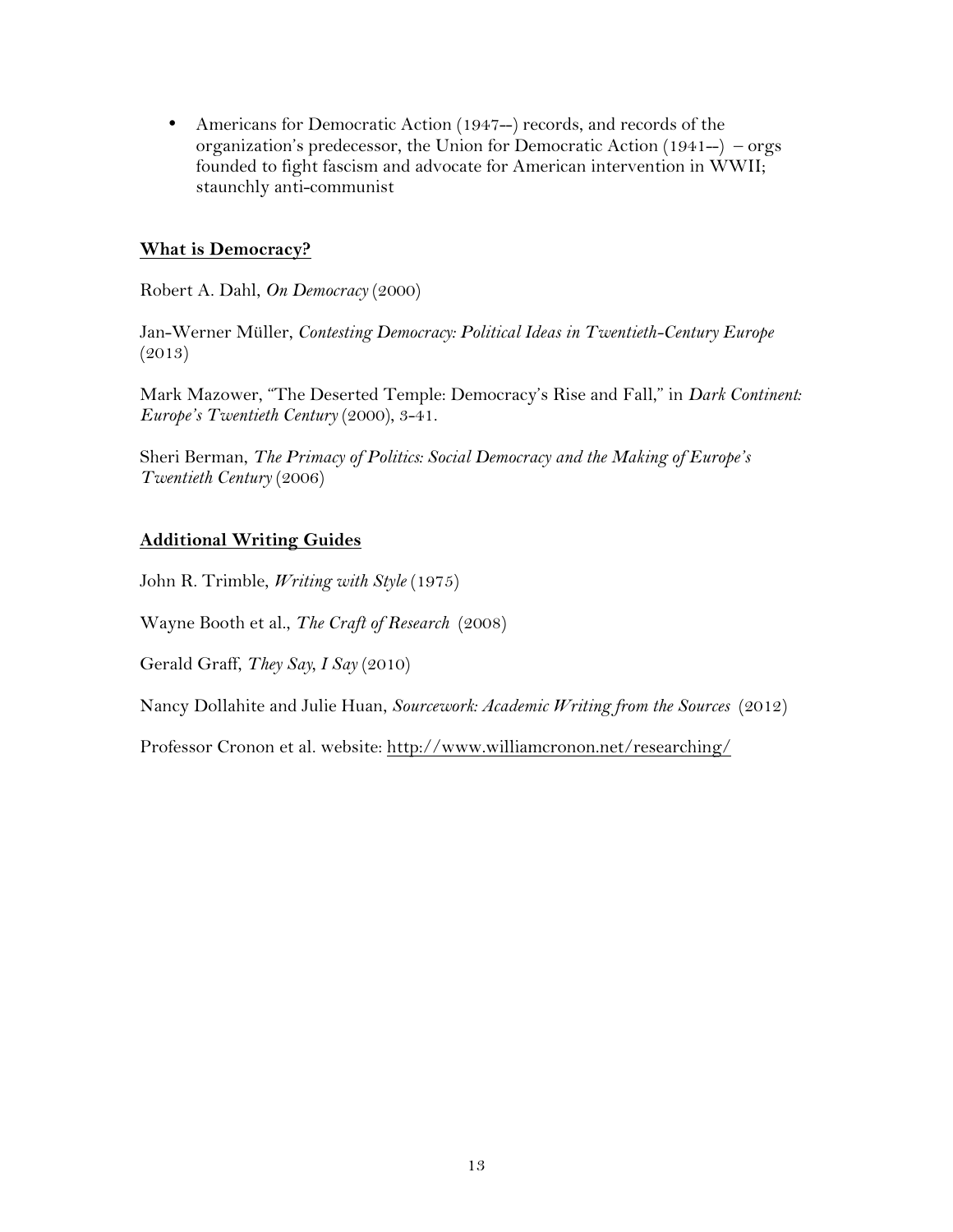- Americans for Democratic Action (1947--) records, and records of the organization's predecessor, the Union for Democratic Action (1941--) – orgs founded to fight fascism and advocate for American intervention in WWII; staunchly anti-communist

**What is Democracy?**

Robert A. Dahl, *On Democracy* (2000)

Jan-Werner Müller, *Contesting Democracy: Political Ideas in Twentieth-Century Europe* (2013)

Mark Mazower, "The Deserted Temple: Democracy's Rise and Fall," in *Dark Continent: Europe's Twentieth Century* (2000), 3-41.

Sheri Berman, *The Primacy of Politics: Social Democracy and the Making of Europe's Twentieth Century* (2006)

**Additional Writing Guides**

John R. Trimble, *Writing with Style* (1975)

Wayne Booth et al., *The Craft of Research* (2008)

Gerald Graff, *They Say, I Say* (2010)

Nancy Dollahite and Julie Huan, *Sourcework: Academic Writing from the Sources* (2012)

Professor Cronon et al. website: http://www.williamcronon.net/researching/